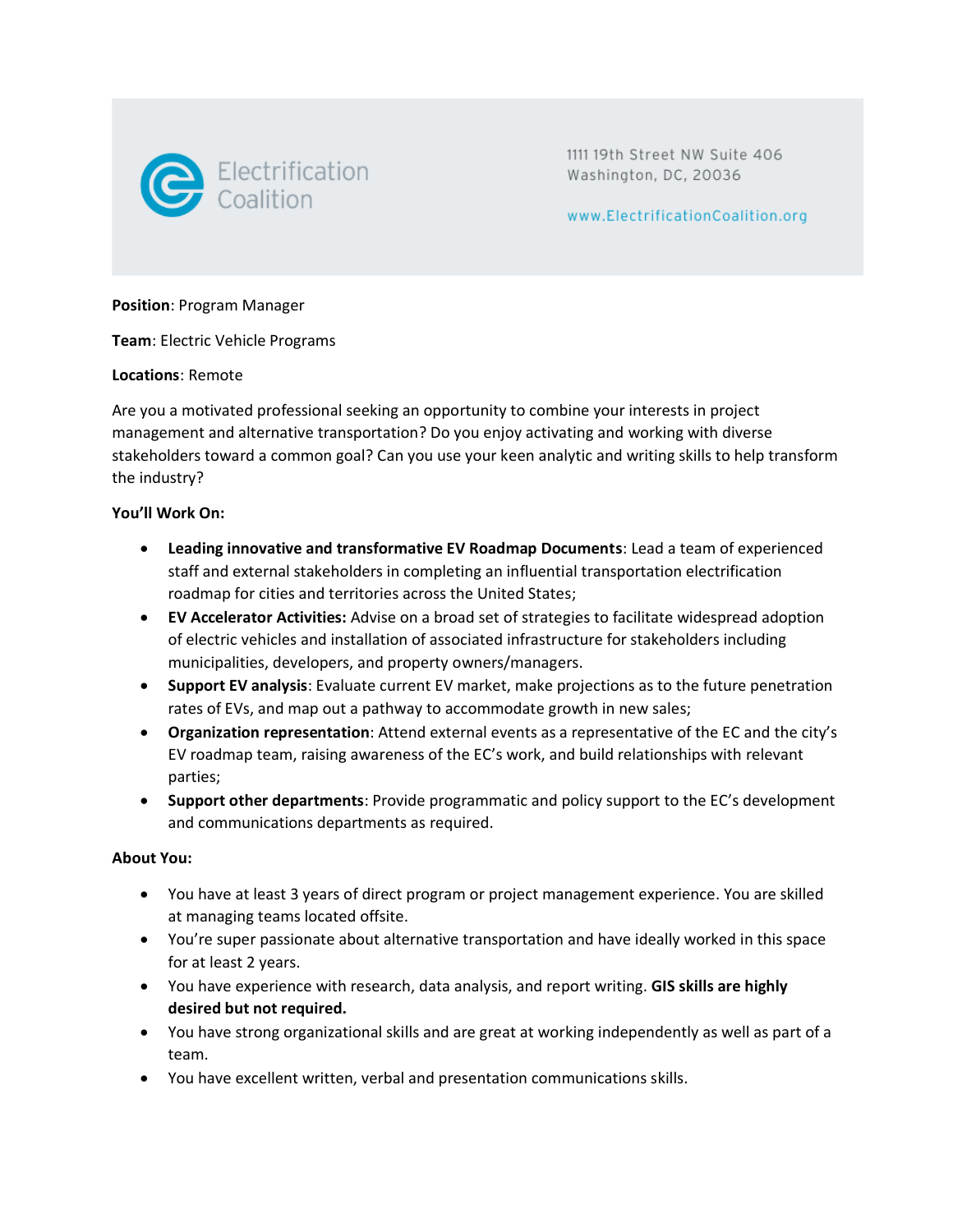Electrification Coalition

1111 19th Street NW Suite 406
Washington, DC, 20036

www.ElectrificationCoalition.org

**Position**: Program Manager

**Team**: Electric Vehicle Programs

**Locations**: Remote

Are you a motivated professional seeking an opportunity to combine your interests in project management and alternative transportation? Do you enjoy activating and working with diverse stakeholders toward a common goal? Can you use your keen analytic and writing skills to help transform the industry?

**You'll Work On:**

- **Leading innovative and transformative EV Roadmap Documents**: Lead a team of experienced staff and external stakeholders in completing an influential transportation electrification roadmap for cities and territories across the United States;
- **EV Accelerator Activities:** Advise on a broad set of strategies to facilitate widespread adoption of electric vehicles and installation of associated infrastructure for stakeholders including municipalities, developers, and property owners/managers.
- **Support EV analysis**: Evaluate current EV market, make projections as to the future penetration rates of EVs, and map out a pathway to accommodate growth in new sales;
- **Organization representation**: Attend external events as a representative of the EC and the city's EV roadmap team, raising awareness of the EC's work, and build relationships with relevant parties;
- **Support other departments**: Provide programmatic and policy support to the EC's development and communications departments as required.

**About You:**

- You have at least 3 years of direct program or project management experience. You are skilled at managing teams located offsite.
- You're super passionate about alternative transportation and have ideally worked in this space for at least 2 years.
- You have experience with research, data analysis, and report writing. **GIS skills are highly desired but not required.**
- You have strong organizational skills and are great at working independently as well as part of a team.
- You have excellent written, verbal and presentation communications skills.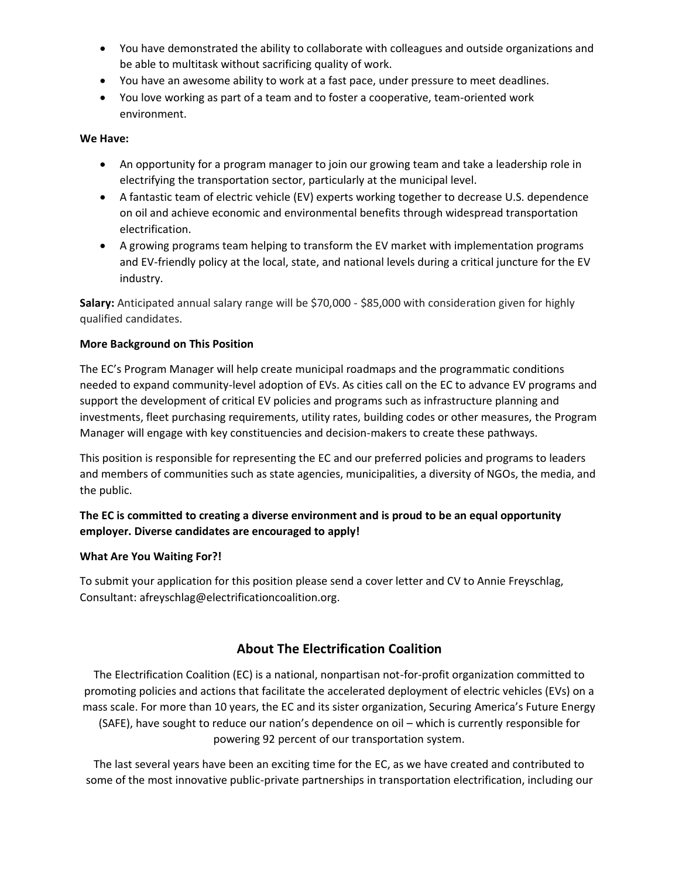- You have demonstrated the ability to collaborate with colleagues and outside organizations and be able to multitask without sacrificing quality of work.
- You have an awesome ability to work at a fast pace, under pressure to meet deadlines.
- You love working as part of a team and to foster a cooperative, team-oriented work environment.

**We Have:**

- An opportunity for a program manager to join our growing team and take a leadership role in electrifying the transportation sector, particularly at the municipal level.
- A fantastic team of electric vehicle (EV) experts working together to decrease U.S. dependence on oil and achieve economic and environmental benefits through widespread transportation electrification.
- A growing programs team helping to transform the EV market with implementation programs and EV-friendly policy at the local, state, and national levels during a critical juncture for the EV industry.

**Salary:** Anticipated annual salary range will be $70,000 - $85,000 with consideration given for highly qualified candidates.

**More Background on This Position**

The EC's Program Manager will help create municipal roadmaps and the programmatic conditions needed to expand community-level adoption of EVs. As cities call on the EC to advance EV programs and support the development of critical EV policies and programs such as infrastructure planning and investments, fleet purchasing requirements, utility rates, building codes or other measures, the Program Manager will engage with key constituencies and decision-makers to create these pathways.

This position is responsible for representing the EC and our preferred policies and programs to leaders and members of communities such as state agencies, municipalities, a diversity of NGOs, the media, and the public.

**The EC is committed to creating a diverse environment and is proud to be an equal opportunity employer. Diverse candidates are encouraged to apply!**

**What Are You Waiting For?!**

To submit your application for this position please send a cover letter and CV to Annie Freyschlag, Consultant: afreyschlag@electrificationcoalition.org.

## About The Electrification Coalition

The Electrification Coalition (EC) is a national, nonpartisan not-for-profit organization committed to promoting policies and actions that facilitate the accelerated deployment of electric vehicles (EVs) on a mass scale. For more than 10 years, the EC and its sister organization, Securing America's Future Energy (SAFE), have sought to reduce our nation's dependence on oil – which is currently responsible for powering 92 percent of our transportation system.

The last several years have been an exciting time for the EC, as we have created and contributed to some of the most innovative public-private partnerships in transportation electrification, including our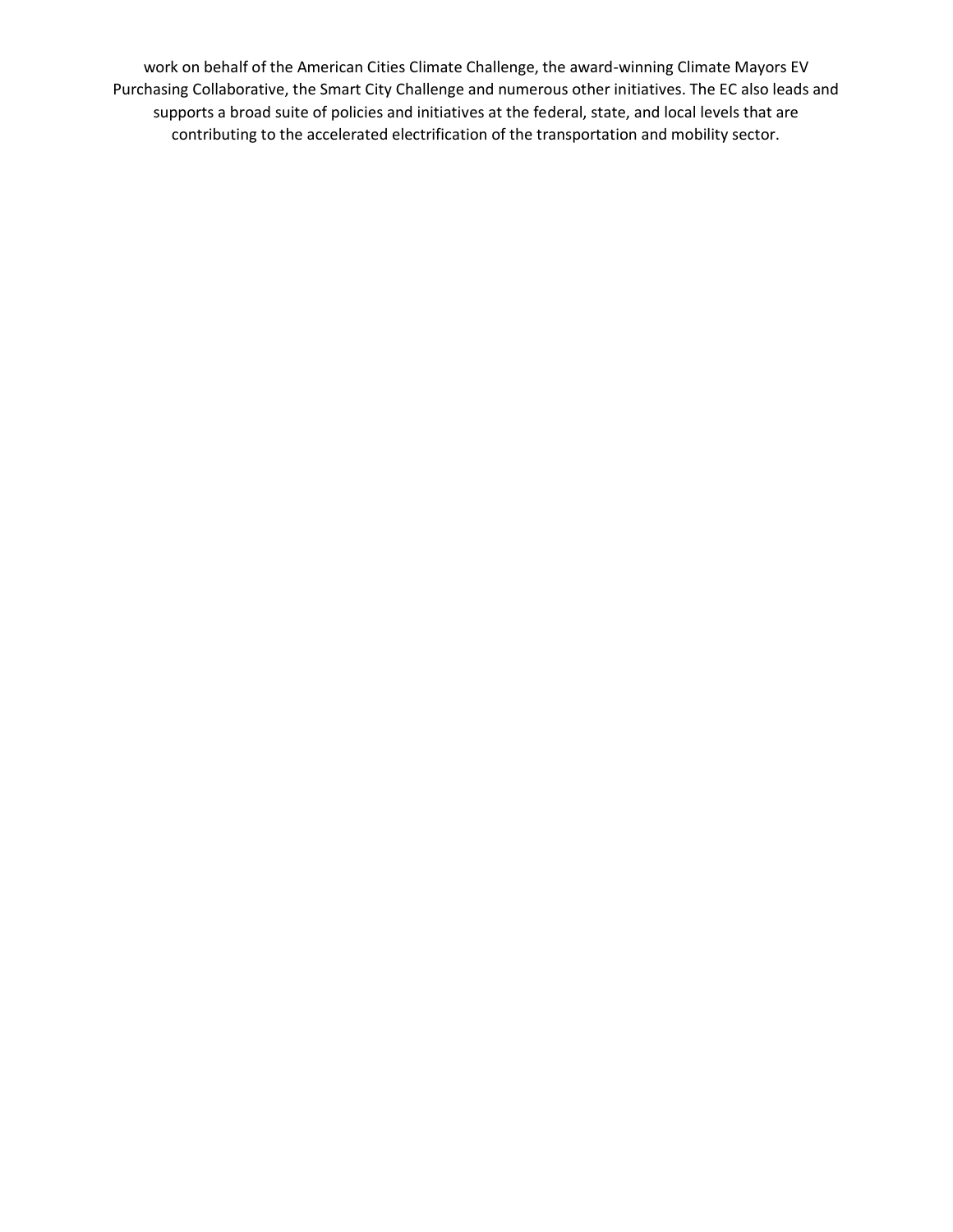work on behalf of the American Cities Climate Challenge, the award-winning Climate Mayors EV Purchasing Collaborative, the Smart City Challenge and numerous other initiatives. The EC also leads and supports a broad suite of policies and initiatives at the federal, state, and local levels that are contributing to the accelerated electrification of the transportation and mobility sector.